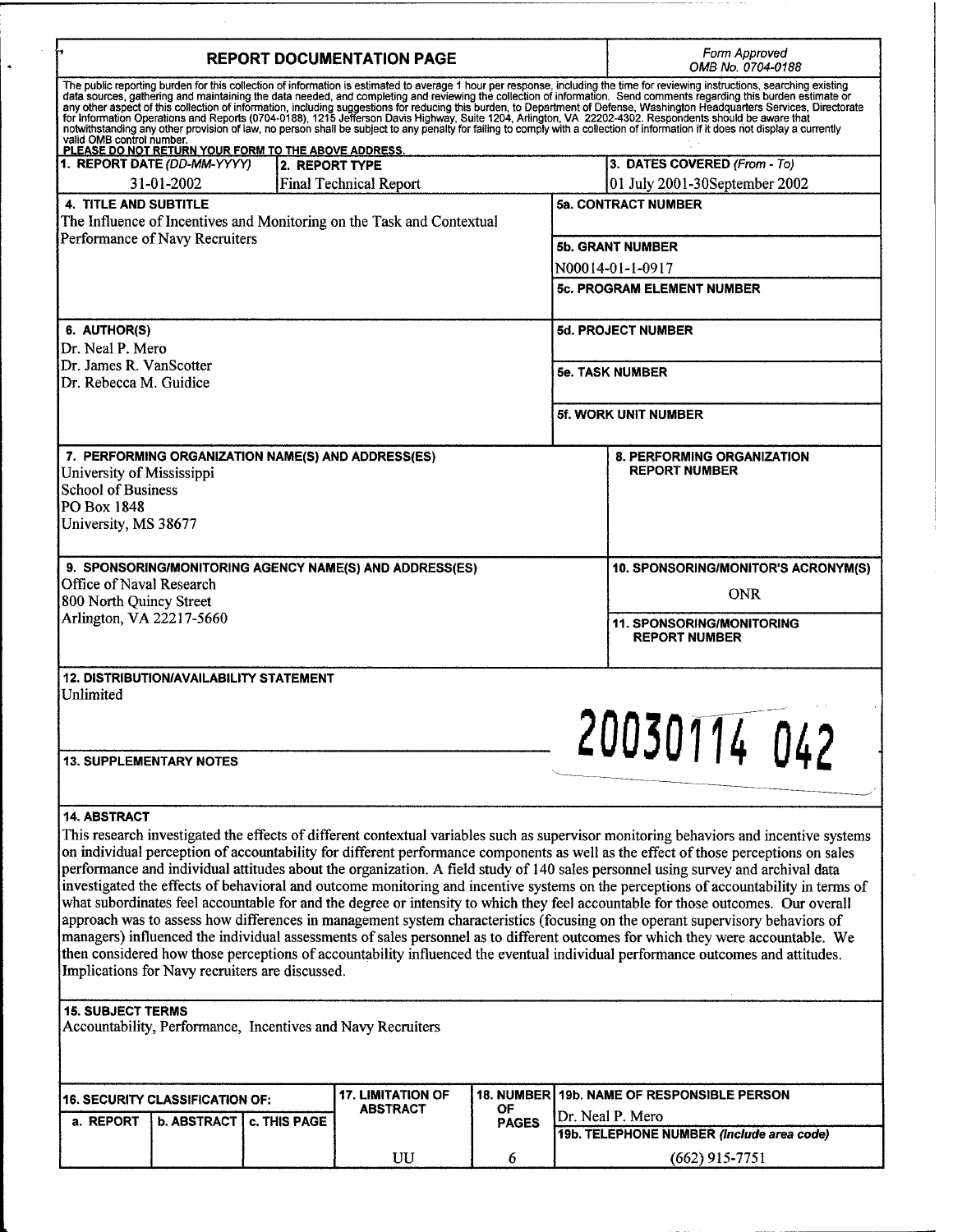# REPORT DOCUMENTATION PAGE

*Form Approved*
*OMB No. 0704-0188*

The public reporting burden for this collection of information is estimated to average 1 hour per response, including the time for reviewing instructions, searching existing data sources, gathering and maintaining the data needed, and completing and reviewing the collection of information. Send comments regarding this burden estimate or any other aspect of this collection of information, including suggestions for reducing this burden, to Department of Defense, Washington Headquarters Services, Directorate for Information Operations and Reports (0704-0188), 1215 Jefferson Davis Highway, Suite 1204, Arlington, VA 22202-4302. Respondents should be aware that notwithstanding any other provision of law, no person shall be subject to any penalty for failing to comply with a collection of information if it does not display a currently valid OMB control number.

**PLEASE DO NOT RETURN YOUR FORM TO THE ABOVE ADDRESS.**

**1. REPORT DATE** *(DD-MM-YYYY)*
31-01-2002

**2. REPORT TYPE**
Final Technical Report

**3. DATES COVERED** *(From - To)*
01 July 2001-30September 2002

**4. TITLE AND SUBTITLE**
The Influence of Incentives and Monitoring on the Task and Contextual Performance of Navy Recruiters

**5a. CONTRACT NUMBER**

**5b. GRANT NUMBER**
N00014-01-1-0917

**5c. PROGRAM ELEMENT NUMBER**

**6. AUTHOR(S)**
Dr. Neal P. Mero
Dr. James R. VanScotter
Dr. Rebecca M. Guidice

**5d. PROJECT NUMBER**

**5e. TASK NUMBER**

**5f. WORK UNIT NUMBER**

**7. PERFORMING ORGANIZATION NAME(S) AND ADDRESS(ES)**
University of Mississippi
School of Business
PO Box 1848
University, MS 38677

**8. PERFORMING ORGANIZATION REPORT NUMBER**

**9. SPONSORING/MONITORING AGENCY NAME(S) AND ADDRESS(ES)**
Office of Naval Research
800 North Quincy Street
Arlington, VA 22217-5660

**10. SPONSORING/MONITOR'S ACRONYM(S)**
ONR

**11. SPONSORING/MONITORING REPORT NUMBER**

**12. DISTRIBUTION/AVAILABILITY STATEMENT**
Unlimited

20030114 042

**13. SUPPLEMENTARY NOTES**

**14. ABSTRACT**
This research investigated the effects of different contextual variables such as supervisor monitoring behaviors and incentive systems on individual perception of accountability for different performance components as well as the effect of those perceptions on sales performance and individual attitudes about the organization. A field study of 140 sales personnel using survey and archival data investigated the effects of behavioral and outcome monitoring and incentive systems on the perceptions of accountability in terms of what subordinates feel accountable for and the degree or intensity to which they feel accountable for those outcomes. Our overall approach was to assess how differences in management system characteristics (focusing on the operant supervisory behaviors of managers) influenced the individual assessments of sales personnel as to different outcomes for which they were accountable. We then considered how those perceptions of accountability influenced the eventual individual performance outcomes and attitudes. Implications for Navy recruiters are discussed.

**15. SUBJECT TERMS**
Accountability, Performance, Incentives and Navy Recruiters

| 16. SECURITY CLASSIFICATION OF: | | | 17. LIMITATION OF ABSTRACT | 18. NUMBER OF PAGES | 19a. NAME OF RESPONSIBLE PERSON |
|---|---|---|---|---|---|
| a. REPORT | b. ABSTRACT | c. THIS PAGE | | | Dr. Neal P. Mero |
| | | | | | 19b. TELEPHONE NUMBER *(Include area code)* |
| | | | UU | 6 | (662) 915-7751 |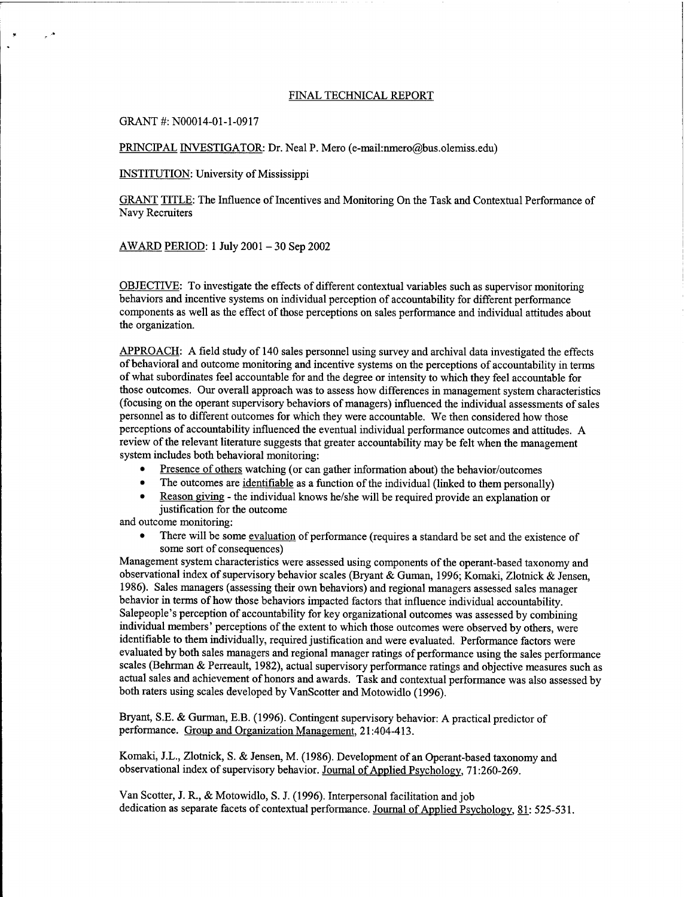# FINAL TECHNICAL REPORT

GRANT #: N00014-01-1-0917

PRINCIPAL INVESTIGATOR: Dr. Neal P. Mero (e-mail:nmero@bus.olemiss.edu)

INSTITUTION: University of Mississippi

GRANT TITLE: The Influence of Incentives and Monitoring On the Task and Contextual Performance of Navy Recruiters

AWARD PERIOD: 1 July 2001 – 30 Sep 2002

OBJECTIVE: To investigate the effects of different contextual variables such as supervisor monitoring behaviors and incentive systems on individual perception of accountability for different performance components as well as the effect of those perceptions on sales performance and individual attitudes about the organization.

APPROACH: A field study of 140 sales personnel using survey and archival data investigated the effects of behavioral and outcome monitoring and incentive systems on the perceptions of accountability in terms of what subordinates feel accountable for and the degree or intensity to which they feel accountable for those outcomes. Our overall approach was to assess how differences in management system characteristics (focusing on the operant supervisory behaviors of managers) influenced the individual assessments of sales personnel as to different outcomes for which they were accountable. We then considered how those perceptions of accountability influenced the eventual individual performance outcomes and attitudes. A review of the relevant literature suggests that greater accountability may be felt when the management system includes both behavioral monitoring:

- Presence of others watching (or can gather information about) the behavior/outcomes
- The outcomes are identifiable as a function of the individual (linked to them personally)
- Reason giving - the individual knows he/she will be required provide an explanation or justification for the outcome

and outcome monitoring:

- There will be some evaluation of performance (requires a standard be set and the existence of some sort of consequences)

Management system characteristics were assessed using components of the operant-based taxonomy and observational index of supervisory behavior scales (Bryant & Guman, 1996; Komaki, Zlotnick & Jensen, 1986). Sales managers (assessing their own behaviors) and regional managers assessed sales manager behavior in terms of how those behaviors impacted factors that influence individual accountability. Salepeople's perception of accountability for key organizational outcomes was assessed by combining individual members' perceptions of the extent to which those outcomes were observed by others, were identifiable to them individually, required justification and were evaluated. Performance factors were evaluated by both sales managers and regional manager ratings of performance using the sales performance scales (Behrman & Perreault, 1982), actual supervisory performance ratings and objective measures such as actual sales and achievement of honors and awards. Task and contextual performance was also assessed by both raters using scales developed by VanScotter and Motowidlo (1996).

Bryant, S.E. & Gurman, E.B. (1996). Contingent supervisory behavior: A practical predictor of performance. Group and Organization Management, 21:404-413.

Komaki, J.L., Zlotnick, S. & Jensen, M. (1986). Development of an Operant-based taxonomy and observational index of supervisory behavior. Journal of Applied Psychology, 71:260-269.

Van Scotter, J. R., & Motowidlo, S. J. (1996). Interpersonal facilitation and job dedication as separate facets of contextual performance. Journal of Applied Psychology, 81: 525-531.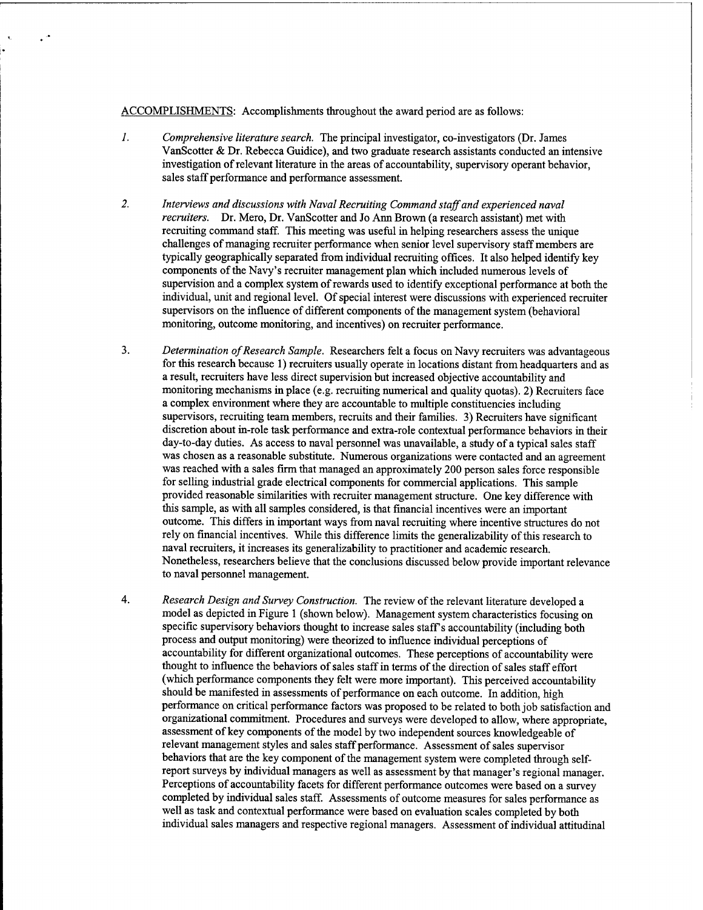ACCOMPLISHMENTS: Accomplishments throughout the award period are as follows:

1. *Comprehensive literature search.* The principal investigator, co-investigators (Dr. James VanScotter & Dr. Rebecca Guidice), and two graduate research assistants conducted an intensive investigation of relevant literature in the areas of accountability, supervisory operant behavior, sales staff performance and performance assessment.

2. *Interviews and discussions with Naval Recruiting Command staff and experienced naval recruiters.* Dr. Mero, Dr. VanScotter and Jo Ann Brown (a research assistant) met with recruiting command staff. This meeting was useful in helping researchers assess the unique challenges of managing recruiter performance when senior level supervisory staff members are typically geographically separated from individual recruiting offices. It also helped identify key components of the Navy's recruiter management plan which included numerous levels of supervision and a complex system of rewards used to identify exceptional performance at both the individual, unit and regional level. Of special interest were discussions with experienced recruiter supervisors on the influence of different components of the management system (behavioral monitoring, outcome monitoring, and incentives) on recruiter performance.

3. *Determination of Research Sample.* Researchers felt a focus on Navy recruiters was advantageous for this research because 1) recruiters usually operate in locations distant from headquarters and as a result, recruiters have less direct supervision but increased objective accountability and monitoring mechanisms in place (e.g. recruiting numerical and quality quotas). 2) Recruiters face a complex environment where they are accountable to multiple constituencies including supervisors, recruiting team members, recruits and their families. 3) Recruiters have significant discretion about in-role task performance and extra-role contextual performance behaviors in their day-to-day duties. As access to naval personnel was unavailable, a study of a typical sales staff was chosen as a reasonable substitute. Numerous organizations were contacted and an agreement was reached with a sales firm that managed an approximately 200 person sales force responsible for selling industrial grade electrical components for commercial applications. This sample provided reasonable similarities with recruiter management structure. One key difference with this sample, as with all samples considered, is that financial incentives were an important outcome. This differs in important ways from naval recruiting where incentive structures do not rely on financial incentives. While this difference limits the generalizability of this research to naval recruiters, it increases its generalizability to practitioner and academic research. Nonetheless, researchers believe that the conclusions discussed below provide important relevance to naval personnel management.

4. *Research Design and Survey Construction.* The review of the relevant literature developed a model as depicted in Figure 1 (shown below). Management system characteristics focusing on specific supervisory behaviors thought to increase sales staff's accountability (including both process and output monitoring) were theorized to influence individual perceptions of accountability for different organizational outcomes. These perceptions of accountability were thought to influence the behaviors of sales staff in terms of the direction of sales staff effort (which performance components they felt were more important). This perceived accountability should be manifested in assessments of performance on each outcome. In addition, high performance on critical performance factors was proposed to be related to both job satisfaction and organizational commitment. Procedures and surveys were developed to allow, where appropriate, assessment of key components of the model by two independent sources knowledgeable of relevant management styles and sales staff performance. Assessment of sales supervisor behaviors that are the key component of the management system were completed through self-report surveys by individual managers as well as assessment by that manager's regional manager. Perceptions of accountability facets for different performance outcomes were based on a survey completed by individual sales staff. Assessments of outcome measures for sales performance as well as task and contextual performance were based on evaluation scales completed by both individual sales managers and respective regional managers. Assessment of individual attitudinal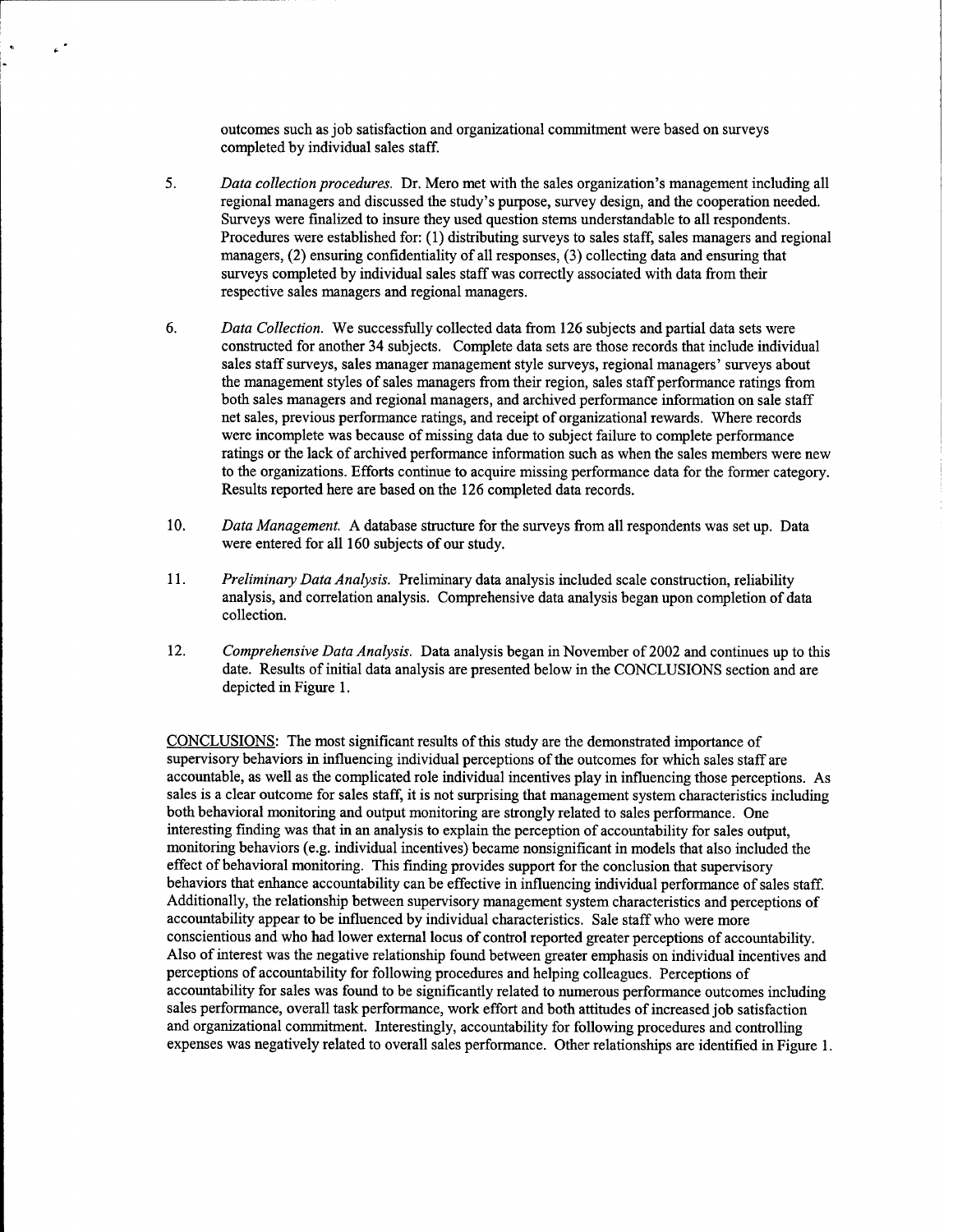outcomes such as job satisfaction and organizational commitment were based on surveys completed by individual sales staff.

5. *Data collection procedures.* Dr. Mero met with the sales organization's management including all regional managers and discussed the study's purpose, survey design, and the cooperation needed. Surveys were finalized to insure they used question stems understandable to all respondents. Procedures were established for: (1) distributing surveys to sales staff, sales managers and regional managers, (2) ensuring confidentiality of all responses, (3) collecting data and ensuring that surveys completed by individual sales staff was correctly associated with data from their respective sales managers and regional managers.

6. *Data Collection.* We successfully collected data from 126 subjects and partial data sets were constructed for another 34 subjects. Complete data sets are those records that include individual sales staff surveys, sales manager management style surveys, regional managers' surveys about the management styles of sales managers from their region, sales staff performance ratings from both sales managers and regional managers, and archived performance information on sale staff net sales, previous performance ratings, and receipt of organizational rewards. Where records were incomplete was because of missing data due to subject failure to complete performance ratings or the lack of archived performance information such as when the sales members were new to the organizations. Efforts continue to acquire missing performance data for the former category. Results reported here are based on the 126 completed data records.

10. *Data Management.* A database structure for the surveys from all respondents was set up. Data were entered for all 160 subjects of our study.

11. *Preliminary Data Analysis.* Preliminary data analysis included scale construction, reliability analysis, and correlation analysis. Comprehensive data analysis began upon completion of data collection.

12. *Comprehensive Data Analysis.* Data analysis began in November of 2002 and continues up to this date. Results of initial data analysis are presented below in the CONCLUSIONS section and are depicted in Figure 1.

<u>CONCLUSIONS</u>: The most significant results of this study are the demonstrated importance of supervisory behaviors in influencing individual perceptions of the outcomes for which sales staff are accountable, as well as the complicated role individual incentives play in influencing those perceptions. As sales is a clear outcome for sales staff, it is not surprising that management system characteristics including both behavioral monitoring and output monitoring are strongly related to sales performance. One interesting finding was that in an analysis to explain the perception of accountability for sales output, monitoring behaviors (e.g. individual incentives) became nonsignificant in models that also included the effect of behavioral monitoring. This finding provides support for the conclusion that supervisory behaviors that enhance accountability can be effective in influencing individual performance of sales staff. Additionally, the relationship between supervisory management system characteristics and perceptions of accountability appear to be influenced by individual characteristics. Sale staff who were more conscientious and who had lower external locus of control reported greater perceptions of accountability. Also of interest was the negative relationship found between greater emphasis on individual incentives and perceptions of accountability for following procedures and helping colleagues. Perceptions of accountability for sales was found to be significantly related to numerous performance outcomes including sales performance, overall task performance, work effort and both attitudes of increased job satisfaction and organizational commitment. Interestingly, accountability for following procedures and controlling expenses was negatively related to overall sales performance. Other relationships are identified in Figure 1.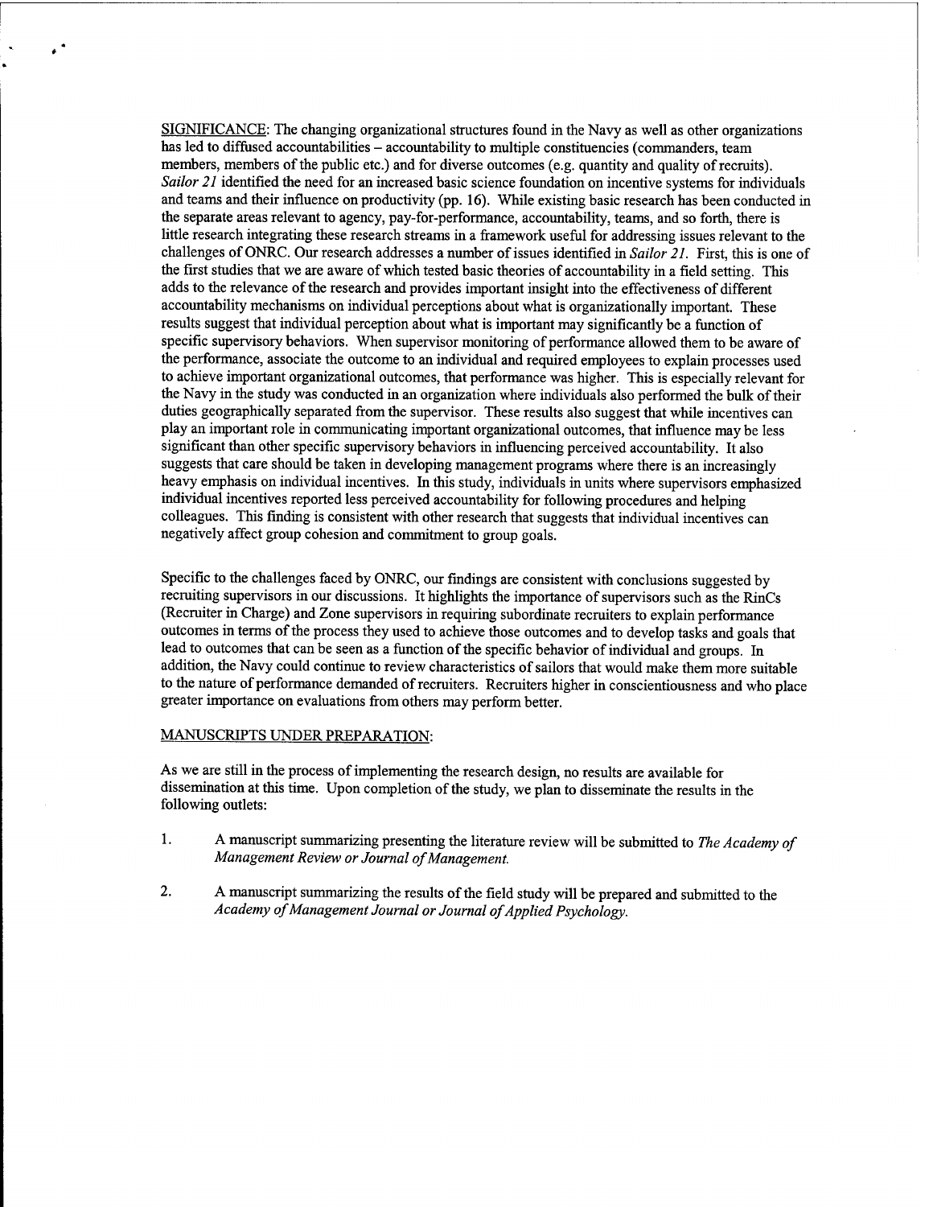SIGNIFICANCE: The changing organizational structures found in the Navy as well as other organizations has led to diffused accountabilities – accountability to multiple constituencies (commanders, team members, members of the public etc.) and for diverse outcomes (e.g. quantity and quality of recruits). *Sailor 21* identified the need for an increased basic science foundation on incentive systems for individuals and teams and their influence on productivity (pp. 16). While existing basic research has been conducted in the separate areas relevant to agency, pay-for-performance, accountability, teams, and so forth, there is little research integrating these research streams in a framework useful for addressing issues relevant to the challenges of ONRC. Our research addresses a number of issues identified in *Sailor 21*. First, this is one of the first studies that we are aware of which tested basic theories of accountability in a field setting. This adds to the relevance of the research and provides important insight into the effectiveness of different accountability mechanisms on individual perceptions about what is organizationally important. These results suggest that individual perception about what is important may significantly be a function of specific supervisory behaviors. When supervisor monitoring of performance allowed them to be aware of the performance, associate the outcome to an individual and required employees to explain processes used to achieve important organizational outcomes, that performance was higher. This is especially relevant for the Navy in the study was conducted in an organization where individuals also performed the bulk of their duties geographically separated from the supervisor. These results also suggest that while incentives can play an important role in communicating important organizational outcomes, that influence may be less significant than other specific supervisory behaviors in influencing perceived accountability. It also suggests that care should be taken in developing management programs where there is an increasingly heavy emphasis on individual incentives. In this study, individuals in units where supervisors emphasized individual incentives reported less perceived accountability for following procedures and helping colleagues. This finding is consistent with other research that suggests that individual incentives can negatively affect group cohesion and commitment to group goals.

Specific to the challenges faced by ONRC, our findings are consistent with conclusions suggested by recruiting supervisors in our discussions. It highlights the importance of supervisors such as the RinCs (Recruiter in Charge) and Zone supervisors in requiring subordinate recruiters to explain performance outcomes in terms of the process they used to achieve those outcomes and to develop tasks and goals that lead to outcomes that can be seen as a function of the specific behavior of individual and groups. In addition, the Navy could continue to review characteristics of sailors that would make them more suitable to the nature of performance demanded of recruiters. Recruiters higher in conscientiousness and who place greater importance on evaluations from others may perform better.

MANUSCRIPTS UNDER PREPARATION:

As we are still in the process of implementing the research design, no results are available for dissemination at this time. Upon completion of the study, we plan to disseminate the results in the following outlets:

1. A manuscript summarizing presenting the literature review will be submitted to *The Academy of Management Review or Journal of Management.*

2. A manuscript summarizing the results of the field study will be prepared and submitted to the *Academy of Management Journal or Journal of Applied Psychology.*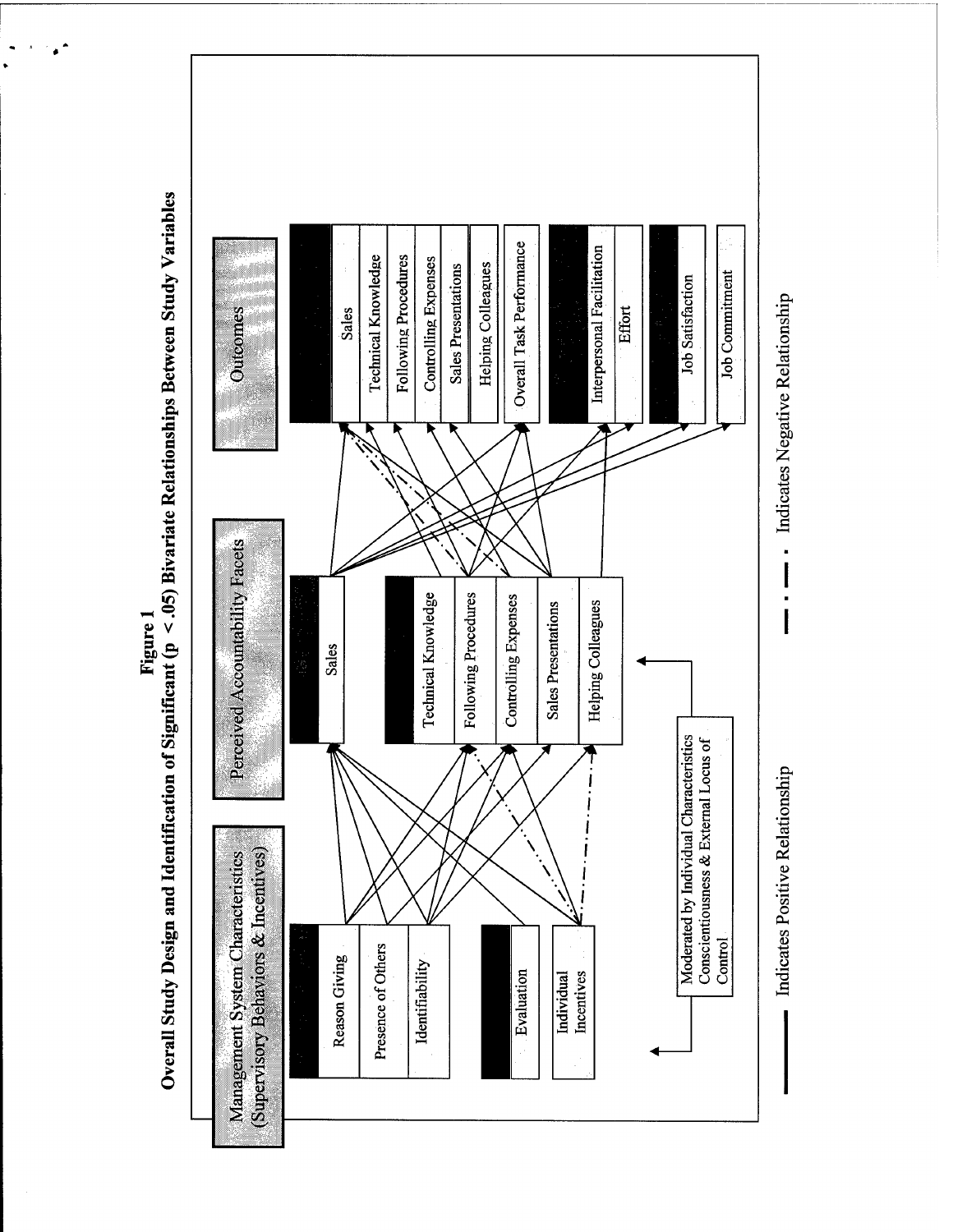**Figure 1**
**Overall Study Design and Identification of Significant (p < .05) Bivariate Relationships Between Study Variables**

Management System Characteristics (Supervisory Behaviors & Incentives)

Reason Giving

Presence of Others

Identifiability

Evaluation

Individual Incentives

Perceived Accountability Facets

Sales

Technical Knowledge

Following Procedures

Controlling Expenses

Sales Presentations

Helping Colleagues

Outcomes

Sales

Technical Knowledge

Following Procedures

Controlling Expenses

Sales Presentations

Helping Colleagues

Overall Task Performance

Interpersonal Facilitation

Effort

Job Satisfaction

Job Commitment

Moderated by Individual Characteristics Conscientiousness & External Locus of Control

Indicates Positive Relationship

Indicates Negative Relationship